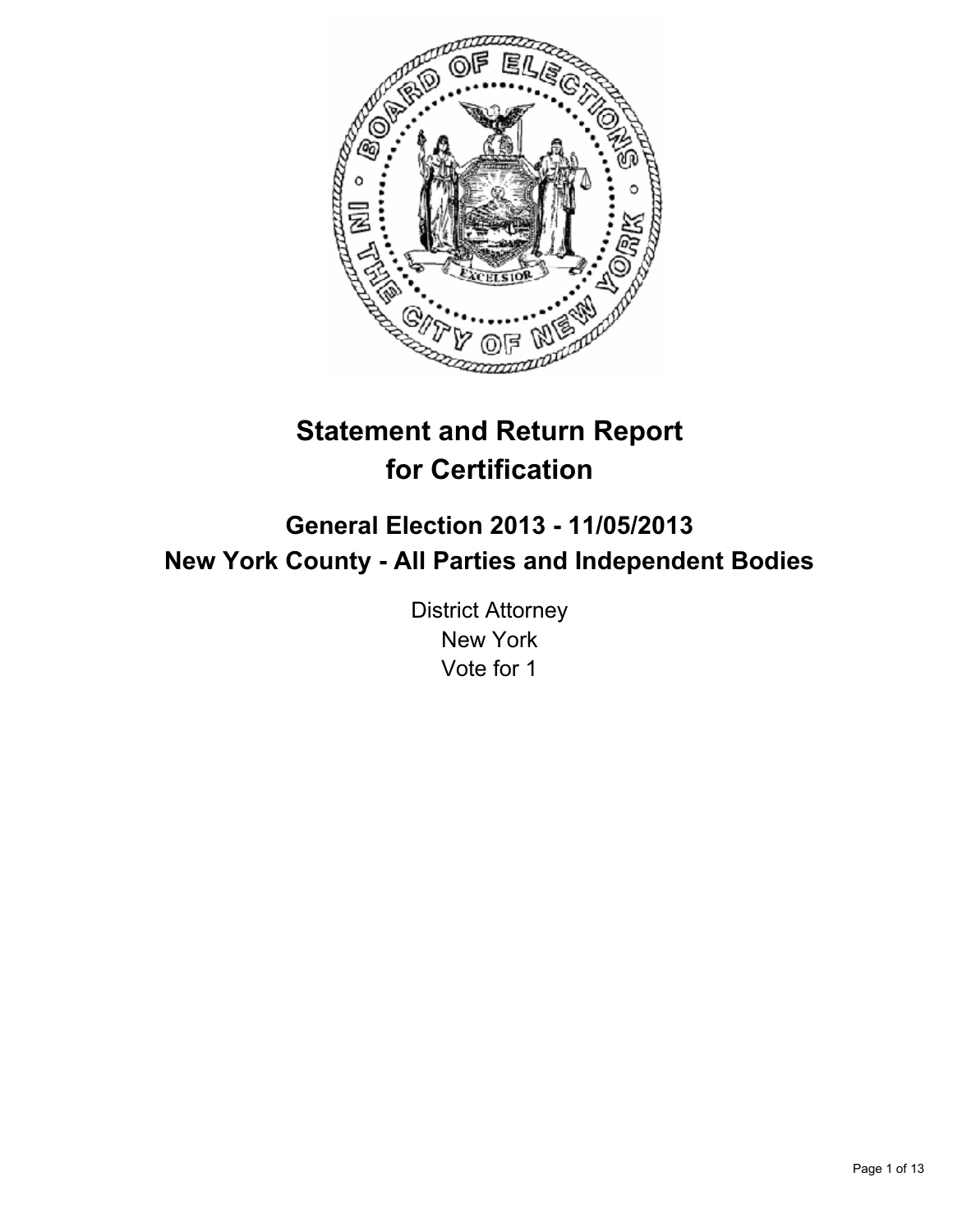# Statement and Return Report for Certification

## General Election 2013 - 11/05/2013
## New York County - All Parties and Independent Bodies

District Attorney
New York
Vote for 1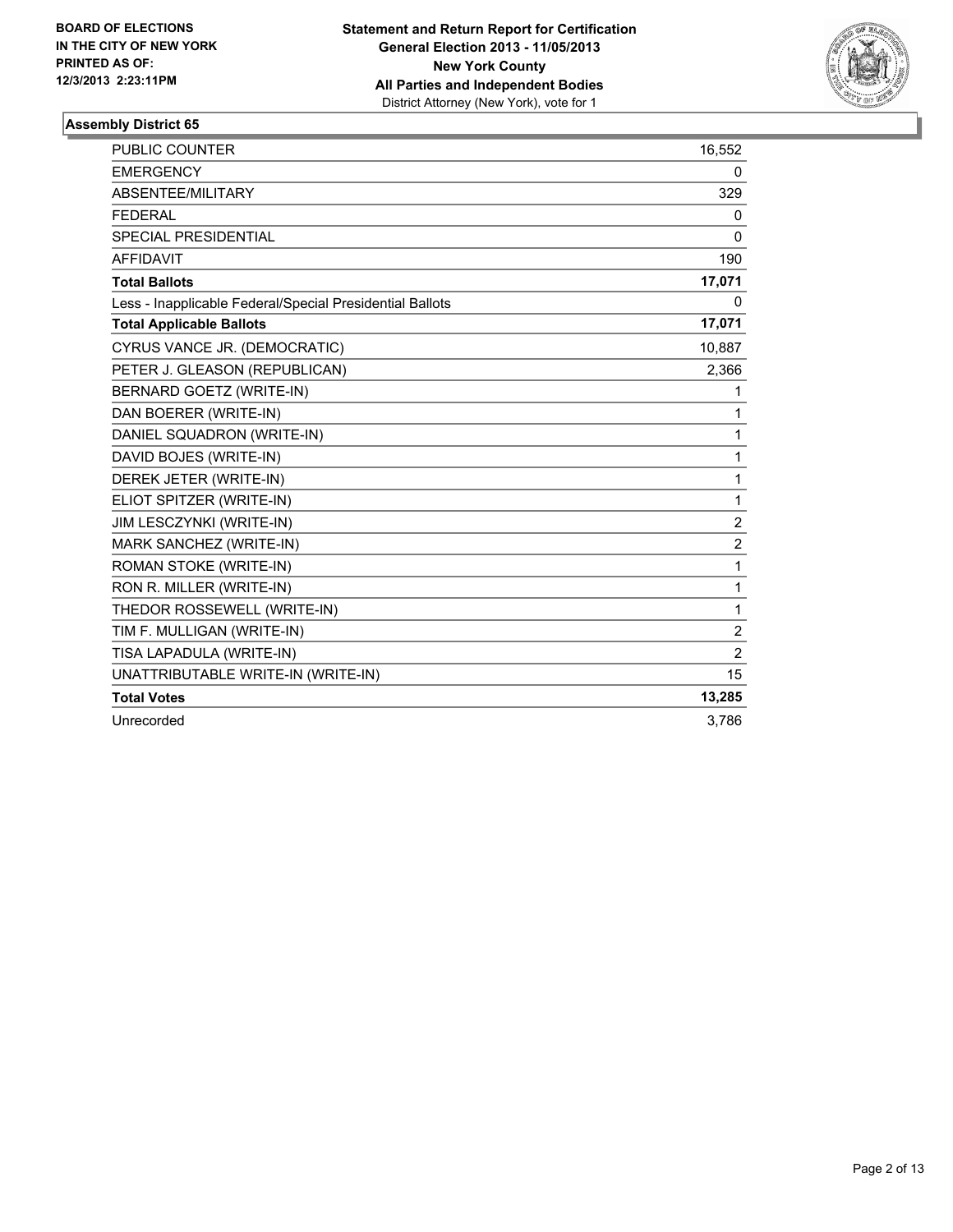**BOARD OF ELECTIONS IN THE CITY OF NEW YORK PRINTED AS OF: 12/3/2013 2:23:11PM**

**Statement and Return Report for Certification**
**General Election 2013 - 11/05/2013**
**New York County**
**All Parties and Independent Bodies**
District Attorney (New York), vote for 1

## Assembly District 65

| | |
|---|---|
| PUBLIC COUNTER | 16,552 |
| EMERGENCY | 0 |
| ABSENTEE/MILITARY | 329 |
| FEDERAL | 0 |
| SPECIAL PRESIDENTIAL | 0 |
| AFFIDAVIT | 190 |
| **Total Ballots** | **17,071** |
| Less - Inapplicable Federal/Special Presidential Ballots | 0 |
| **Total Applicable Ballots** | **17,071** |
| CYRUS VANCE JR. (DEMOCRATIC) | 10,887 |
| PETER J. GLEASON (REPUBLICAN) | 2,366 |
| BERNARD GOETZ (WRITE-IN) | 1 |
| DAN BOERER (WRITE-IN) | 1 |
| DANIEL SQUADRON (WRITE-IN) | 1 |
| DAVID BOJES (WRITE-IN) | 1 |
| DEREK JETER (WRITE-IN) | 1 |
| ELIOT SPITZER (WRITE-IN) | 1 |
| JIM LESCZYNKI (WRITE-IN) | 2 |
| MARK SANCHEZ (WRITE-IN) | 2 |
| ROMAN STOKE (WRITE-IN) | 1 |
| RON R. MILLER (WRITE-IN) | 1 |
| THEDOR ROSSEWELL (WRITE-IN) | 1 |
| TIM F. MULLIGAN (WRITE-IN) | 2 |
| TISA LAPADULA (WRITE-IN) | 2 |
| UNATTRIBUTABLE WRITE-IN (WRITE-IN) | 15 |
| **Total Votes** | **13,285** |
| Unrecorded | 3,786 |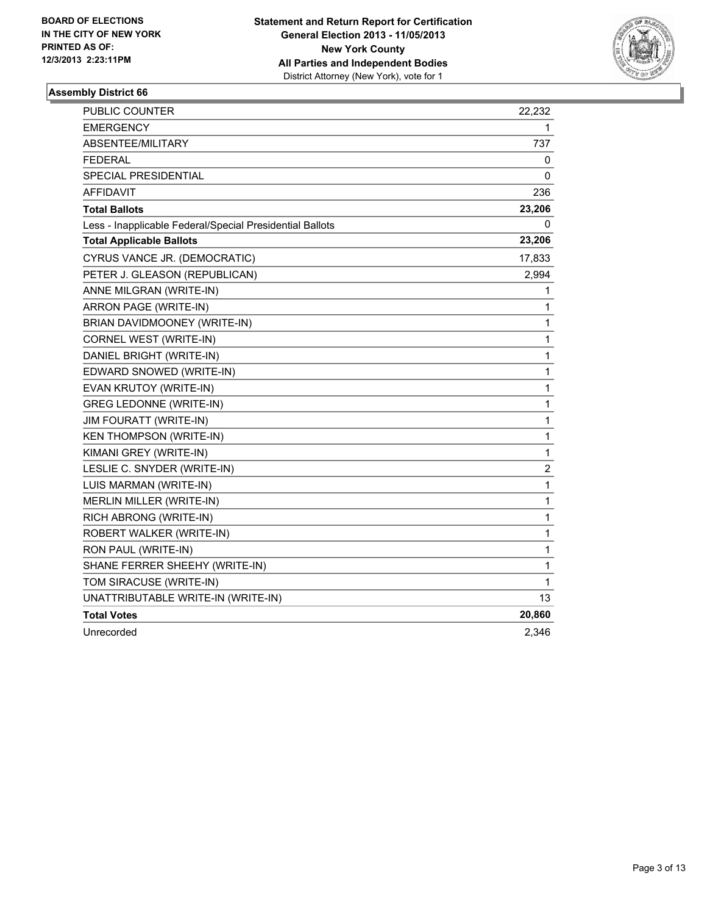**BOARD OF ELECTIONS IN THE CITY OF NEW YORK PRINTED AS OF: 12/3/2013 2:23:11PM**

**Statement and Return Report for Certification**
**General Election 2013 - 11/05/2013**
**New York County**
**All Parties and Independent Bodies**
District Attorney (New York), vote for 1

### Assembly District 66

| | |
|---|---|
| PUBLIC COUNTER | 22,232 |
| EMERGENCY | 1 |
| ABSENTEE/MILITARY | 737 |
| FEDERAL | 0 |
| SPECIAL PRESIDENTIAL | 0 |
| AFFIDAVIT | 236 |
| **Total Ballots** | **23,206** |
| Less - Inapplicable Federal/Special Presidential Ballots | 0 |
| **Total Applicable Ballots** | **23,206** |
| CYRUS VANCE JR. (DEMOCRATIC) | 17,833 |
| PETER J. GLEASON (REPUBLICAN) | 2,994 |
| ANNE MILGRAN (WRITE-IN) | 1 |
| ARRON PAGE (WRITE-IN) | 1 |
| BRIAN DAVIDMOONEY (WRITE-IN) | 1 |
| CORNEL WEST (WRITE-IN) | 1 |
| DANIEL BRIGHT (WRITE-IN) | 1 |
| EDWARD SNOWED (WRITE-IN) | 1 |
| EVAN KRUTOY (WRITE-IN) | 1 |
| GREG LEDONNE (WRITE-IN) | 1 |
| JIM FOURATT (WRITE-IN) | 1 |
| KEN THOMPSON (WRITE-IN) | 1 |
| KIMANI GREY (WRITE-IN) | 1 |
| LESLIE C. SNYDER (WRITE-IN) | 2 |
| LUIS MARMAN (WRITE-IN) | 1 |
| MERLIN MILLER (WRITE-IN) | 1 |
| RICH ABRONG (WRITE-IN) | 1 |
| ROBERT WALKER (WRITE-IN) | 1 |
| RON PAUL (WRITE-IN) | 1 |
| SHANE FERRER SHEEHY (WRITE-IN) | 1 |
| TOM SIRACUSE (WRITE-IN) | 1 |
| UNATTRIBUTABLE WRITE-IN (WRITE-IN) | 13 |
| **Total Votes** | **20,860** |
| Unrecorded | 2,346 |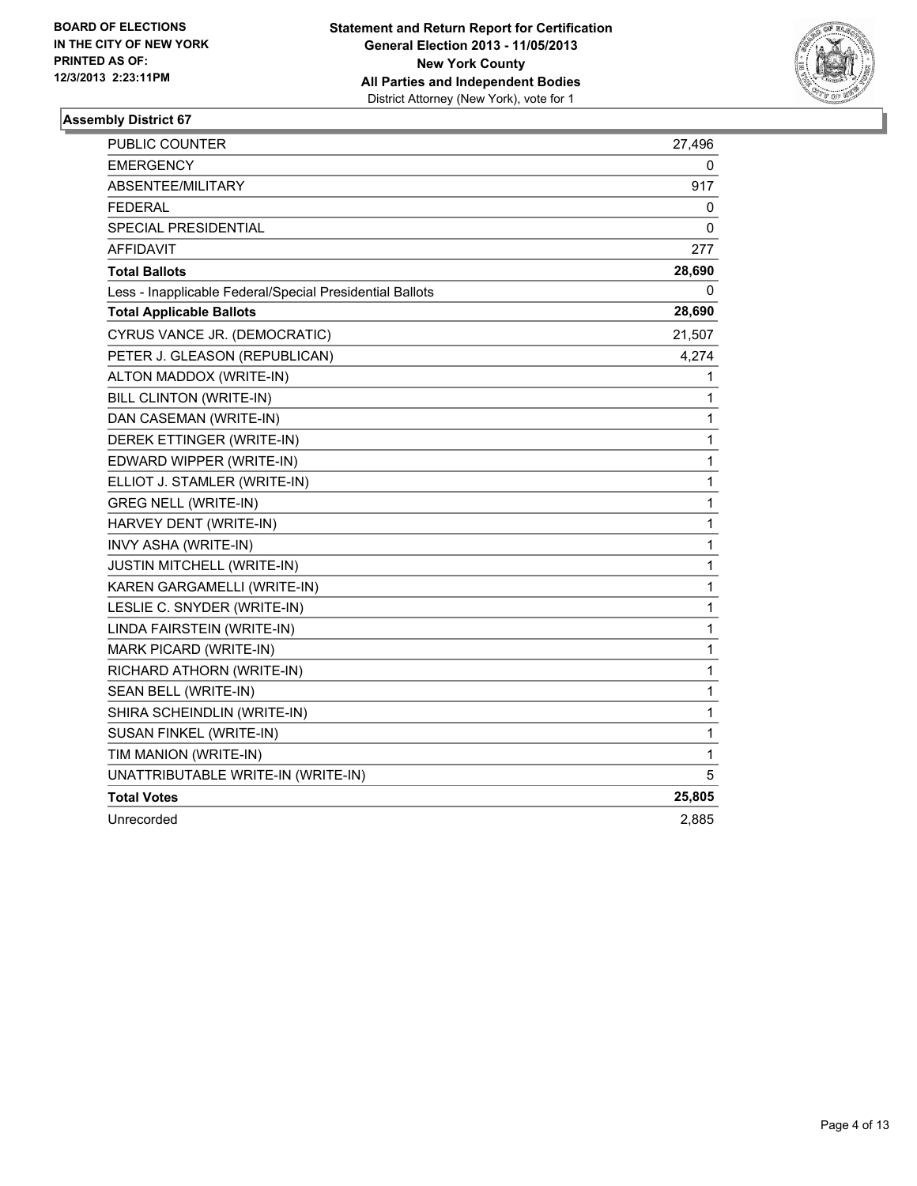**BOARD OF ELECTIONS IN THE CITY OF NEW YORK PRINTED AS OF: 12/3/2013 2:23:11PM**

**Statement and Return Report for Certification General Election 2013 - 11/05/2013 New York County All Parties and Independent Bodies**
District Attorney (New York), vote for 1

### Assembly District 67

| | |
|---|---|
| PUBLIC COUNTER | 27,496 |
| EMERGENCY | 0 |
| ABSENTEE/MILITARY | 917 |
| FEDERAL | 0 |
| SPECIAL PRESIDENTIAL | 0 |
| AFFIDAVIT | 277 |
| **Total Ballots** | **28,690** |
| Less - Inapplicable Federal/Special Presidential Ballots | 0 |
| **Total Applicable Ballots** | **28,690** |
| CYRUS VANCE JR. (DEMOCRATIC) | 21,507 |
| PETER J. GLEASON (REPUBLICAN) | 4,274 |
| ALTON MADDOX (WRITE-IN) | 1 |
| BILL CLINTON (WRITE-IN) | 1 |
| DAN CASEMAN (WRITE-IN) | 1 |
| DEREK ETTINGER (WRITE-IN) | 1 |
| EDWARD WIPPER (WRITE-IN) | 1 |
| ELLIOT J. STAMLER (WRITE-IN) | 1 |
| GREG NELL (WRITE-IN) | 1 |
| HARVEY DENT (WRITE-IN) | 1 |
| INVY ASHA (WRITE-IN) | 1 |
| JUSTIN MITCHELL (WRITE-IN) | 1 |
| KAREN GARGAMELLI (WRITE-IN) | 1 |
| LESLIE C. SNYDER (WRITE-IN) | 1 |
| LINDA FAIRSTEIN (WRITE-IN) | 1 |
| MARK PICARD (WRITE-IN) | 1 |
| RICHARD ATHORN (WRITE-IN) | 1 |
| SEAN BELL (WRITE-IN) | 1 |
| SHIRA SCHEINDLIN (WRITE-IN) | 1 |
| SUSAN FINKEL (WRITE-IN) | 1 |
| TIM MANION (WRITE-IN) | 1 |
| UNATTRIBUTABLE WRITE-IN (WRITE-IN) | 5 |
| **Total Votes** | **25,805** |
| Unrecorded | 2,885 |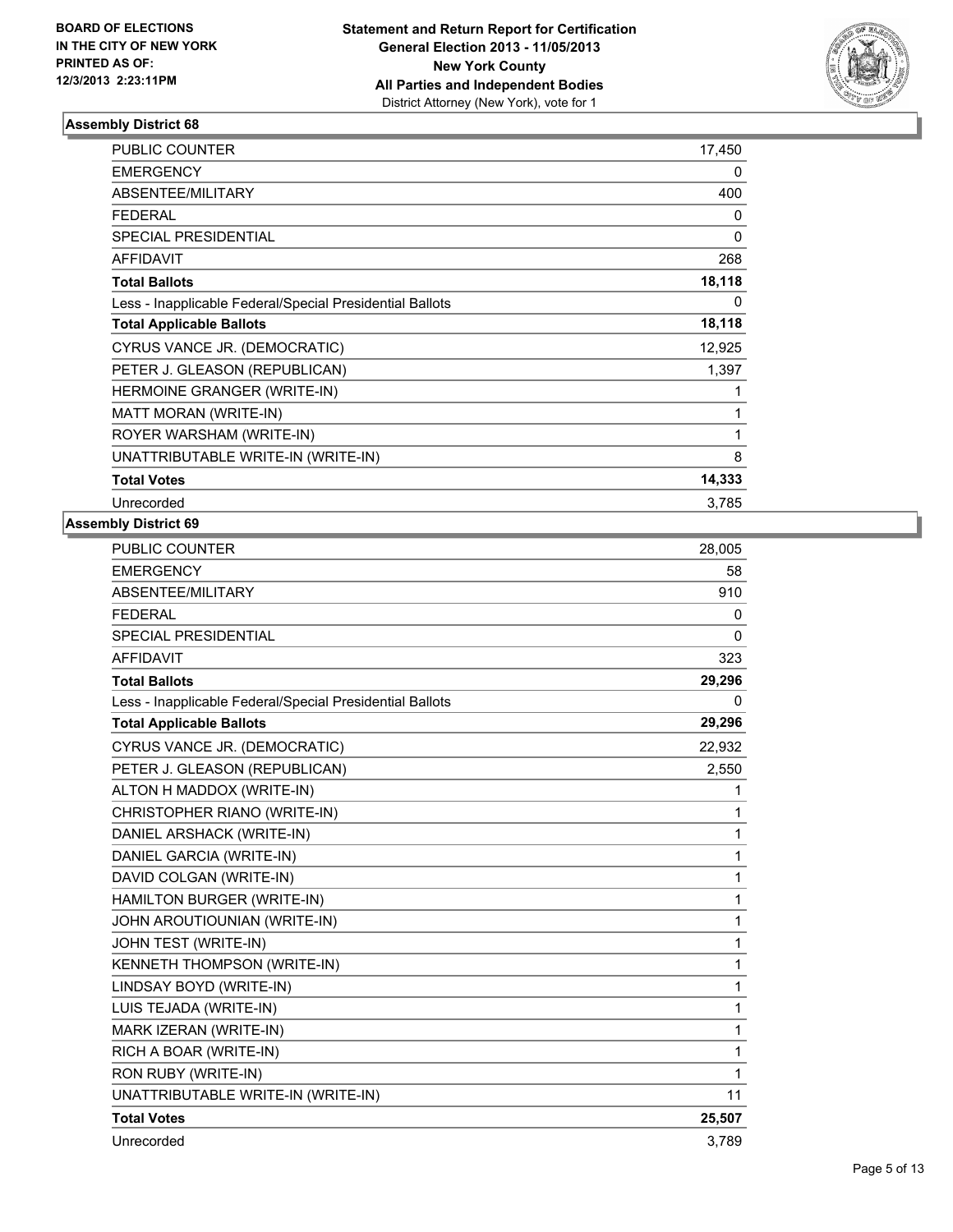**BOARD OF ELECTIONS IN THE CITY OF NEW YORK PRINTED AS OF: 12/3/2013 2:23:11PM**

**Statement and Return Report for Certification**
**General Election 2013 - 11/05/2013**
**New York County**
**All Parties and Independent Bodies**
District Attorney (New York), vote for 1

### Assembly District 68

| | |
|---|---|
| PUBLIC COUNTER | 17,450 |
| EMERGENCY | 0 |
| ABSENTEE/MILITARY | 400 |
| FEDERAL | 0 |
| SPECIAL PRESIDENTIAL | 0 |
| AFFIDAVIT | 268 |
| **Total Ballots** | **18,118** |
| Less - Inapplicable Federal/Special Presidential Ballots | 0 |
| **Total Applicable Ballots** | **18,118** |
| CYRUS VANCE JR. (DEMOCRATIC) | 12,925 |
| PETER J. GLEASON (REPUBLICAN) | 1,397 |
| HERMOINE GRANGER (WRITE-IN) | 1 |
| MATT MORAN (WRITE-IN) | 1 |
| ROYER WARSHAM (WRITE-IN) | 1 |
| UNATTRIBUTABLE WRITE-IN (WRITE-IN) | 8 |
| **Total Votes** | **14,333** |
| Unrecorded | 3,785 |

### Assembly District 69

| | |
|---|---|
| PUBLIC COUNTER | 28,005 |
| EMERGENCY | 58 |
| ABSENTEE/MILITARY | 910 |
| FEDERAL | 0 |
| SPECIAL PRESIDENTIAL | 0 |
| AFFIDAVIT | 323 |
| **Total Ballots** | **29,296** |
| Less - Inapplicable Federal/Special Presidential Ballots | 0 |
| **Total Applicable Ballots** | **29,296** |
| CYRUS VANCE JR. (DEMOCRATIC) | 22,932 |
| PETER J. GLEASON (REPUBLICAN) | 2,550 |
| ALTON H MADDOX (WRITE-IN) | 1 |
| CHRISTOPHER RIANO (WRITE-IN) | 1 |
| DANIEL ARSHACK (WRITE-IN) | 1 |
| DANIEL GARCIA (WRITE-IN) | 1 |
| DAVID COLGAN (WRITE-IN) | 1 |
| HAMILTON BURGER (WRITE-IN) | 1 |
| JOHN AROUTIOUNIAN (WRITE-IN) | 1 |
| JOHN TEST (WRITE-IN) | 1 |
| KENNETH THOMPSON (WRITE-IN) | 1 |
| LINDSAY BOYD (WRITE-IN) | 1 |
| LUIS TEJADA (WRITE-IN) | 1 |
| MARK IZERAN (WRITE-IN) | 1 |
| RICH A BOAR (WRITE-IN) | 1 |
| RON RUBY (WRITE-IN) | 1 |
| UNATTRIBUTABLE WRITE-IN (WRITE-IN) | 11 |
| **Total Votes** | **25,507** |
| Unrecorded | 3,789 |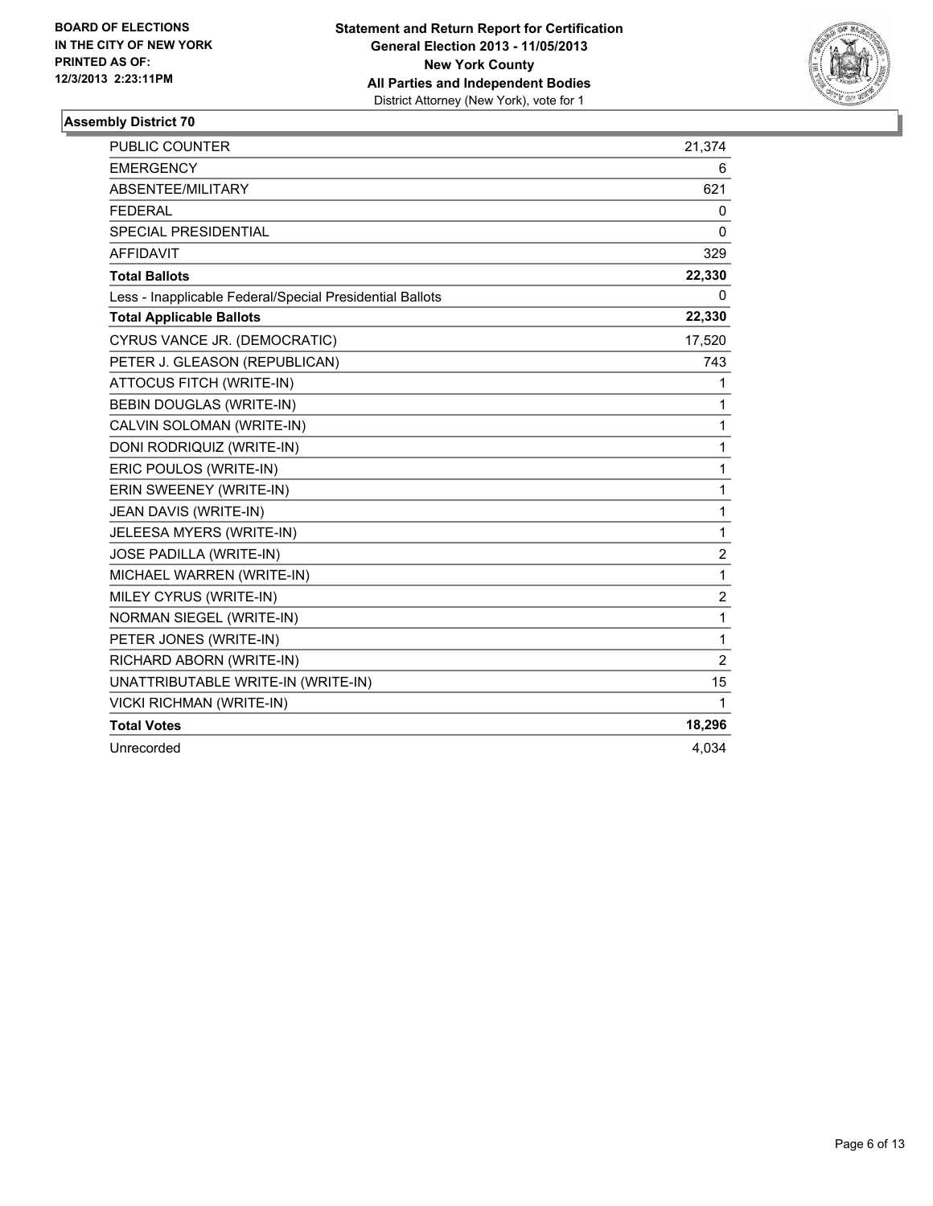**BOARD OF ELECTIONS IN THE CITY OF NEW YORK PRINTED AS OF: 12/3/2013 2:23:11PM**

**Statement and Return Report for Certification**
**General Election 2013 - 11/05/2013**
**New York County**
**All Parties and Independent Bodies**
District Attorney (New York), vote for 1

## Assembly District 70

| | |
|---|---|
| PUBLIC COUNTER | 21,374 |
| EMERGENCY | 6 |
| ABSENTEE/MILITARY | 621 |
| FEDERAL | 0 |
| SPECIAL PRESIDENTIAL | 0 |
| AFFIDAVIT | 329 |
| **Total Ballots** | **22,330** |
| Less - Inapplicable Federal/Special Presidential Ballots | 0 |
| **Total Applicable Ballots** | **22,330** |
| CYRUS VANCE JR. (DEMOCRATIC) | 17,520 |
| PETER J. GLEASON (REPUBLICAN) | 743 |
| ATTOCUS FITCH (WRITE-IN) | 1 |
| BEBIN DOUGLAS (WRITE-IN) | 1 |
| CALVIN SOLOMAN (WRITE-IN) | 1 |
| DONI RODRIQUIZ (WRITE-IN) | 1 |
| ERIC POULOS (WRITE-IN) | 1 |
| ERIN SWEENEY (WRITE-IN) | 1 |
| JEAN DAVIS (WRITE-IN) | 1 |
| JELEESA MYERS (WRITE-IN) | 1 |
| JOSE PADILLA (WRITE-IN) | 2 |
| MICHAEL WARREN (WRITE-IN) | 1 |
| MILEY CYRUS (WRITE-IN) | 2 |
| NORMAN SIEGEL (WRITE-IN) | 1 |
| PETER JONES (WRITE-IN) | 1 |
| RICHARD ABORN (WRITE-IN) | 2 |
| UNATTRIBUTABLE WRITE-IN (WRITE-IN) | 15 |
| VICKI RICHMAN (WRITE-IN) | 1 |
| **Total Votes** | **18,296** |
| Unrecorded | 4,034 |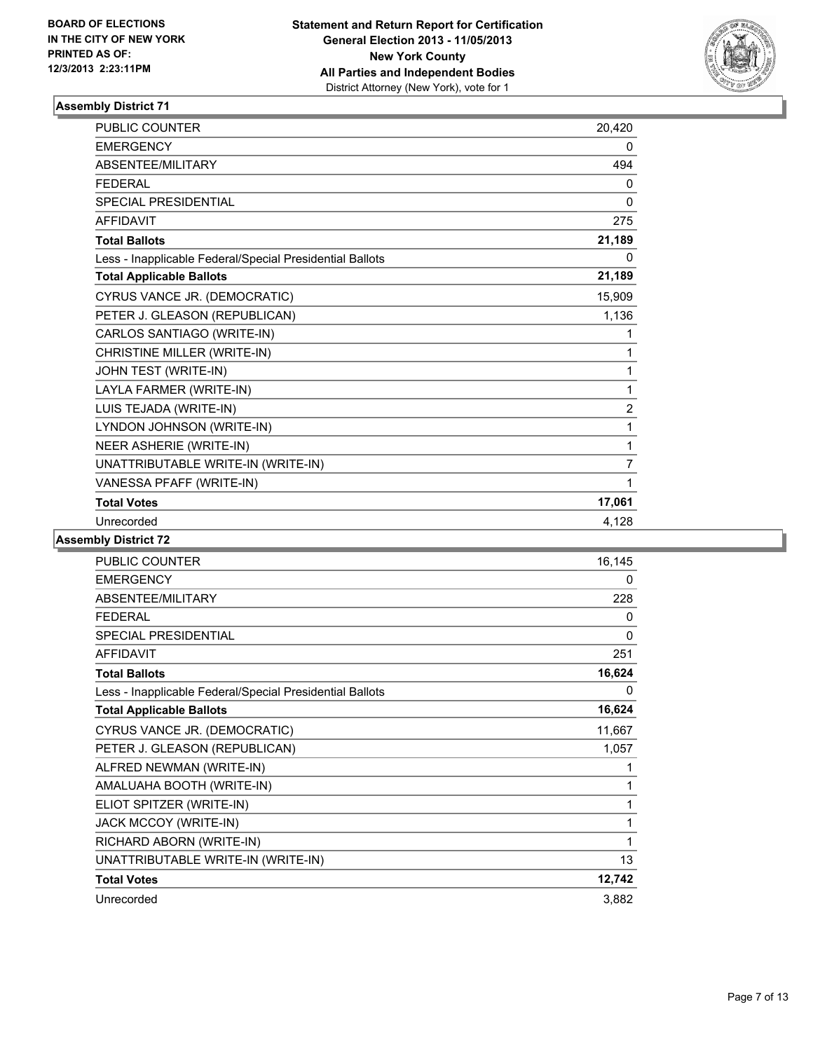BOARD OF ELECTIONS
IN THE CITY OF NEW YORK
PRINTED AS OF:
12/3/2013 2:23:11PM

**Statement and Return Report for Certification**
**General Election 2013 - 11/05/2013**
**New York County**
**All Parties and Independent Bodies**
District Attorney (New York), vote for 1

### Assembly District 71

| | |
|---|---|
| PUBLIC COUNTER | 20,420 |
| EMERGENCY | 0 |
| ABSENTEE/MILITARY | 494 |
| FEDERAL | 0 |
| SPECIAL PRESIDENTIAL | 0 |
| AFFIDAVIT | 275 |
| **Total Ballots** | **21,189** |
| Less - Inapplicable Federal/Special Presidential Ballots | 0 |
| **Total Applicable Ballots** | **21,189** |
| CYRUS VANCE JR. (DEMOCRATIC) | 15,909 |
| PETER J. GLEASON (REPUBLICAN) | 1,136 |
| CARLOS SANTIAGO (WRITE-IN) | 1 |
| CHRISTINE MILLER (WRITE-IN) | 1 |
| JOHN TEST (WRITE-IN) | 1 |
| LAYLA FARMER (WRITE-IN) | 1 |
| LUIS TEJADA (WRITE-IN) | 2 |
| LYNDON JOHNSON (WRITE-IN) | 1 |
| NEER ASHERIE (WRITE-IN) | 1 |
| UNATTRIBUTABLE WRITE-IN (WRITE-IN) | 7 |
| VANESSA PFAFF (WRITE-IN) | 1 |
| **Total Votes** | **17,061** |
| Unrecorded | 4,128 |

### Assembly District 72

| | |
|---|---|
| PUBLIC COUNTER | 16,145 |
| EMERGENCY | 0 |
| ABSENTEE/MILITARY | 228 |
| FEDERAL | 0 |
| SPECIAL PRESIDENTIAL | 0 |
| AFFIDAVIT | 251 |
| **Total Ballots** | **16,624** |
| Less - Inapplicable Federal/Special Presidential Ballots | 0 |
| **Total Applicable Ballots** | **16,624** |
| CYRUS VANCE JR. (DEMOCRATIC) | 11,667 |
| PETER J. GLEASON (REPUBLICAN) | 1,057 |
| ALFRED NEWMAN (WRITE-IN) | 1 |
| AMALUAHA BOOTH (WRITE-IN) | 1 |
| ELIOT SPITZER (WRITE-IN) | 1 |
| JACK MCCOY (WRITE-IN) | 1 |
| RICHARD ABORN (WRITE-IN) | 1 |
| UNATTRIBUTABLE WRITE-IN (WRITE-IN) | 13 |
| **Total Votes** | **12,742** |
| Unrecorded | 3,882 |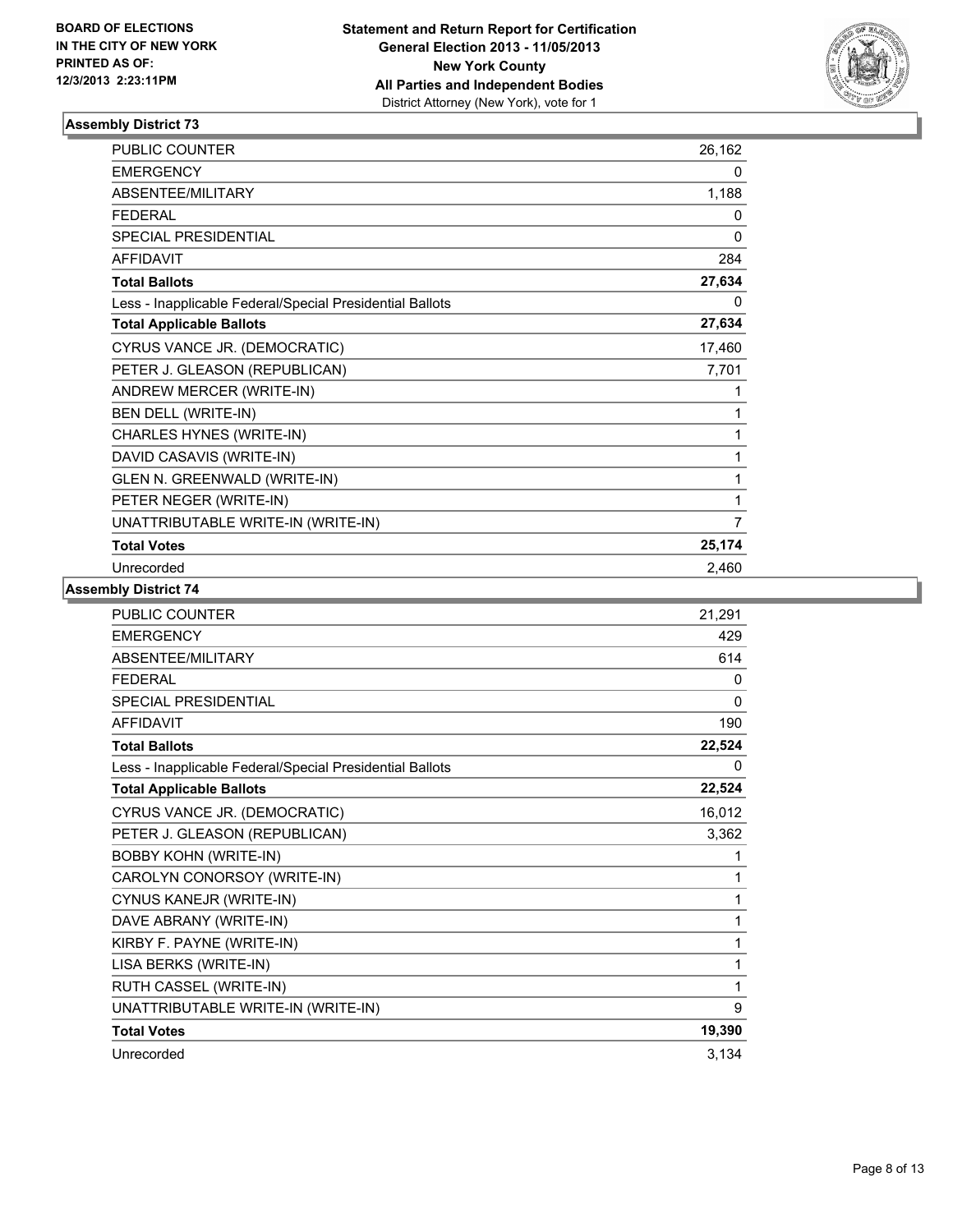BOARD OF ELECTIONS
IN THE CITY OF NEW YORK
PRINTED AS OF:
12/3/2013 2:23:11PM

**Statement and Return Report for Certification**
**General Election 2013 - 11/05/2013**
**New York County**
**All Parties and Independent Bodies**
District Attorney (New York), vote for 1

### Assembly District 73

| | |
|---|---|
| PUBLIC COUNTER | 26,162 |
| EMERGENCY | 0 |
| ABSENTEE/MILITARY | 1,188 |
| FEDERAL | 0 |
| SPECIAL PRESIDENTIAL | 0 |
| AFFIDAVIT | 284 |
| **Total Ballots** | **27,634** |
| Less - Inapplicable Federal/Special Presidential Ballots | 0 |
| **Total Applicable Ballots** | **27,634** |
| CYRUS VANCE JR. (DEMOCRATIC) | 17,460 |
| PETER J. GLEASON (REPUBLICAN) | 7,701 |
| ANDREW MERCER (WRITE-IN) | 1 |
| BEN DELL (WRITE-IN) | 1 |
| CHARLES HYNES (WRITE-IN) | 1 |
| DAVID CASAVIS (WRITE-IN) | 1 |
| GLEN N. GREENWALD (WRITE-IN) | 1 |
| PETER NEGER (WRITE-IN) | 1 |
| UNATTRIBUTABLE WRITE-IN (WRITE-IN) | 7 |
| **Total Votes** | **25,174** |
| Unrecorded | 2,460 |

### Assembly District 74

| | |
|---|---|
| PUBLIC COUNTER | 21,291 |
| EMERGENCY | 429 |
| ABSENTEE/MILITARY | 614 |
| FEDERAL | 0 |
| SPECIAL PRESIDENTIAL | 0 |
| AFFIDAVIT | 190 |
| **Total Ballots** | **22,524** |
| Less - Inapplicable Federal/Special Presidential Ballots | 0 |
| **Total Applicable Ballots** | **22,524** |
| CYRUS VANCE JR. (DEMOCRATIC) | 16,012 |
| PETER J. GLEASON (REPUBLICAN) | 3,362 |
| BOBBY KOHN (WRITE-IN) | 1 |
| CAROLYN CONORSOY (WRITE-IN) | 1 |
| CYNUS KANEJR (WRITE-IN) | 1 |
| DAVE ABRANY (WRITE-IN) | 1 |
| KIRBY F. PAYNE (WRITE-IN) | 1 |
| LISA BERKS (WRITE-IN) | 1 |
| RUTH CASSEL (WRITE-IN) | 1 |
| UNATTRIBUTABLE WRITE-IN (WRITE-IN) | 9 |
| **Total Votes** | **19,390** |
| Unrecorded | 3,134 |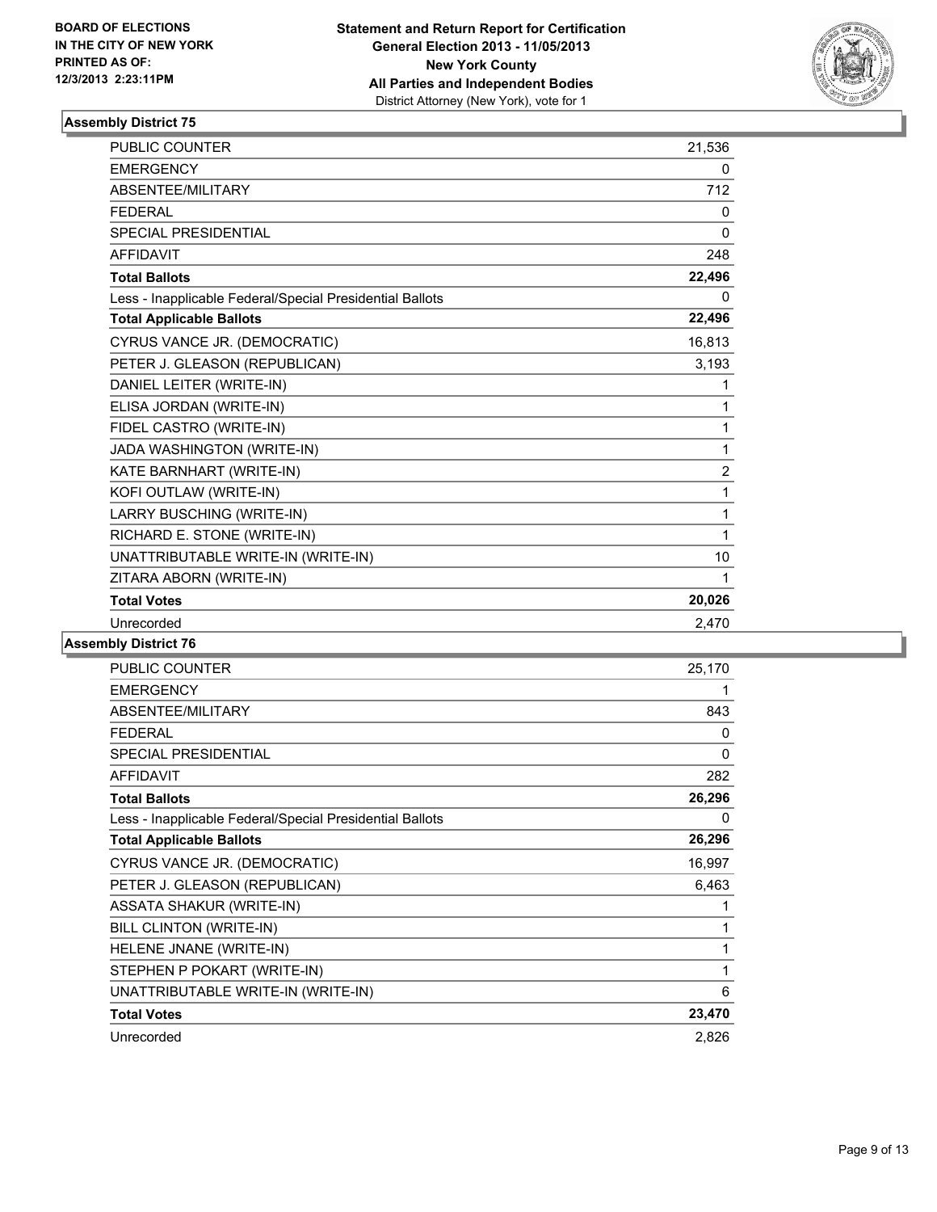**BOARD OF ELECTIONS IN THE CITY OF NEW YORK PRINTED AS OF: 12/3/2013 2:23:11PM**

**Statement and Return Report for Certification General Election 2013 - 11/05/2013 New York County All Parties and Independent Bodies**
District Attorney (New York), vote for 1

### Assembly District 75

| | |
|---|---|
| PUBLIC COUNTER | 21,536 |
| EMERGENCY | 0 |
| ABSENTEE/MILITARY | 712 |
| FEDERAL | 0 |
| SPECIAL PRESIDENTIAL | 0 |
| AFFIDAVIT | 248 |
| **Total Ballots** | **22,496** |
| Less - Inapplicable Federal/Special Presidential Ballots | 0 |
| **Total Applicable Ballots** | **22,496** |
| CYRUS VANCE JR. (DEMOCRATIC) | 16,813 |
| PETER J. GLEASON (REPUBLICAN) | 3,193 |
| DANIEL LEITER (WRITE-IN) | 1 |
| ELISA JORDAN (WRITE-IN) | 1 |
| FIDEL CASTRO (WRITE-IN) | 1 |
| JADA WASHINGTON (WRITE-IN) | 1 |
| KATE BARNHART (WRITE-IN) | 2 |
| KOFI OUTLAW (WRITE-IN) | 1 |
| LARRY BUSCHING (WRITE-IN) | 1 |
| RICHARD E. STONE (WRITE-IN) | 1 |
| UNATTRIBUTABLE WRITE-IN (WRITE-IN) | 10 |
| ZITARA ABORN (WRITE-IN) | 1 |
| **Total Votes** | **20,026** |
| Unrecorded | 2,470 |

### Assembly District 76

| | |
|---|---|
| PUBLIC COUNTER | 25,170 |
| EMERGENCY | 1 |
| ABSENTEE/MILITARY | 843 |
| FEDERAL | 0 |
| SPECIAL PRESIDENTIAL | 0 |
| AFFIDAVIT | 282 |
| **Total Ballots** | **26,296** |
| Less - Inapplicable Federal/Special Presidential Ballots | 0 |
| **Total Applicable Ballots** | **26,296** |
| CYRUS VANCE JR. (DEMOCRATIC) | 16,997 |
| PETER J. GLEASON (REPUBLICAN) | 6,463 |
| ASSATA SHAKUR (WRITE-IN) | 1 |
| BILL CLINTON (WRITE-IN) | 1 |
| HELENE JNANE (WRITE-IN) | 1 |
| STEPHEN P POKART (WRITE-IN) | 1 |
| UNATTRIBUTABLE WRITE-IN (WRITE-IN) | 6 |
| **Total Votes** | **23,470** |
| Unrecorded | 2,826 |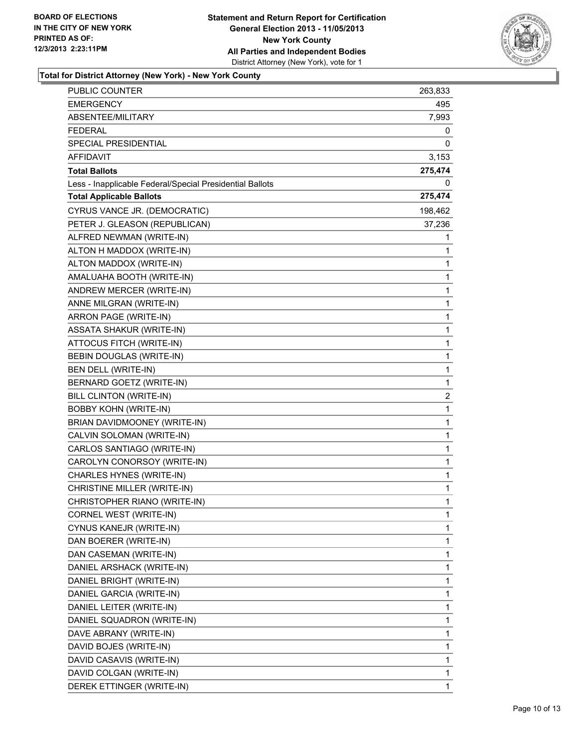BOARD OF ELECTIONS
IN THE CITY OF NEW YORK
PRINTED AS OF:
12/3/2013 2:23:11PM

**Statement and Return Report for Certification**
**General Election 2013 - 11/05/2013**
**New York County**
**All Parties and Independent Bodies**
District Attorney (New York), vote for 1

**Total for District Attorney (New York) - New York County**

| | |
|---|---|
| PUBLIC COUNTER | 263,833 |
| EMERGENCY | 495 |
| ABSENTEE/MILITARY | 7,993 |
| FEDERAL | 0 |
| SPECIAL PRESIDENTIAL | 0 |
| AFFIDAVIT | 3,153 |
| **Total Ballots** | **275,474** |
| Less - Inapplicable Federal/Special Presidential Ballots | 0 |
| **Total Applicable Ballots** | **275,474** |
| CYRUS VANCE JR. (DEMOCRATIC) | 198,462 |
| PETER J. GLEASON (REPUBLICAN) | 37,236 |
| ALFRED NEWMAN (WRITE-IN) | 1 |
| ALTON H MADDOX (WRITE-IN) | 1 |
| ALTON MADDOX (WRITE-IN) | 1 |
| AMALUAHA BOOTH (WRITE-IN) | 1 |
| ANDREW MERCER (WRITE-IN) | 1 |
| ANNE MILGRAN (WRITE-IN) | 1 |
| ARRON PAGE (WRITE-IN) | 1 |
| ASSATA SHAKUR (WRITE-IN) | 1 |
| ATTOCUS FITCH (WRITE-IN) | 1 |
| BEBIN DOUGLAS (WRITE-IN) | 1 |
| BEN DELL (WRITE-IN) | 1 |
| BERNARD GOETZ (WRITE-IN) | 1 |
| BILL CLINTON (WRITE-IN) | 2 |
| BOBBY KOHN (WRITE-IN) | 1 |
| BRIAN DAVIDMOONEY (WRITE-IN) | 1 |
| CALVIN SOLOMAN (WRITE-IN) | 1 |
| CARLOS SANTIAGO (WRITE-IN) | 1 |
| CAROLYN CONORSOY (WRITE-IN) | 1 |
| CHARLES HYNES (WRITE-IN) | 1 |
| CHRISTINE MILLER (WRITE-IN) | 1 |
| CHRISTOPHER RIANO (WRITE-IN) | 1 |
| CORNEL WEST (WRITE-IN) | 1 |
| CYNUS KANEJR (WRITE-IN) | 1 |
| DAN BOERER (WRITE-IN) | 1 |
| DAN CASEMAN (WRITE-IN) | 1 |
| DANIEL ARSHACK (WRITE-IN) | 1 |
| DANIEL BRIGHT (WRITE-IN) | 1 |
| DANIEL GARCIA (WRITE-IN) | 1 |
| DANIEL LEITER (WRITE-IN) | 1 |
| DANIEL SQUADRON (WRITE-IN) | 1 |
| DAVE ABRANY (WRITE-IN) | 1 |
| DAVID BOJES (WRITE-IN) | 1 |
| DAVID CASAVIS (WRITE-IN) | 1 |
| DAVID COLGAN (WRITE-IN) | 1 |
| DEREK ETTINGER (WRITE-IN) | 1 |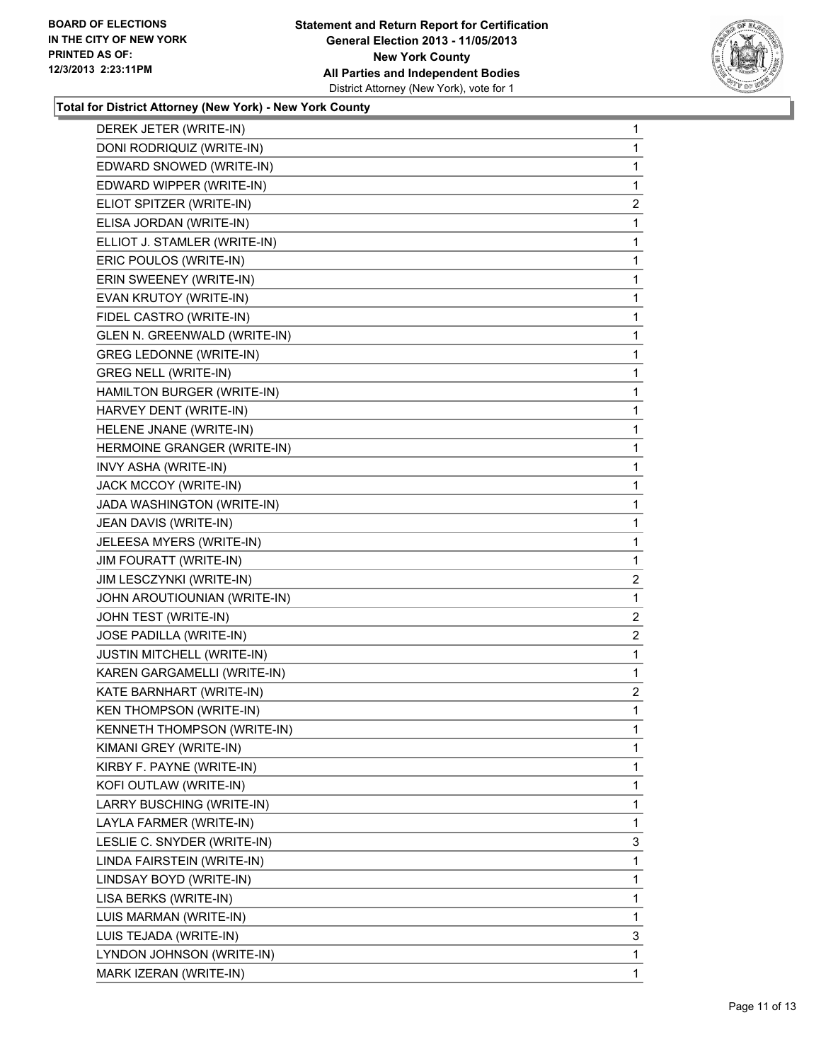**BOARD OF ELECTIONS IN THE CITY OF NEW YORK PRINTED AS OF: 12/3/2013 2:23:11PM**

**Statement and Return Report for Certification General Election 2013 - 11/05/2013 New York County All Parties and Independent Bodies**
District Attorney (New York), vote for 1

**Total for District Attorney (New York) - New York County**

| | |
|---|---|
| DEREK JETER (WRITE-IN) | 1 |
| DONI RODRIQUIZ (WRITE-IN) | 1 |
| EDWARD SNOWED (WRITE-IN) | 1 |
| EDWARD WIPPER (WRITE-IN) | 1 |
| ELIOT SPITZER (WRITE-IN) | 2 |
| ELISA JORDAN (WRITE-IN) | 1 |
| ELLIOT J. STAMLER (WRITE-IN) | 1 |
| ERIC POULOS (WRITE-IN) | 1 |
| ERIN SWEENEY (WRITE-IN) | 1 |
| EVAN KRUTOY (WRITE-IN) | 1 |
| FIDEL CASTRO (WRITE-IN) | 1 |
| GLEN N. GREENWALD (WRITE-IN) | 1 |
| GREG LEDONNE (WRITE-IN) | 1 |
| GREG NELL (WRITE-IN) | 1 |
| HAMILTON BURGER (WRITE-IN) | 1 |
| HARVEY DENT (WRITE-IN) | 1 |
| HELENE JNANE (WRITE-IN) | 1 |
| HERMOINE GRANGER (WRITE-IN) | 1 |
| INVY ASHA (WRITE-IN) | 1 |
| JACK MCCOY (WRITE-IN) | 1 |
| JADA WASHINGTON (WRITE-IN) | 1 |
| JEAN DAVIS (WRITE-IN) | 1 |
| JELEESA MYERS (WRITE-IN) | 1 |
| JIM FOURATT (WRITE-IN) | 1 |
| JIM LESCZYNKI (WRITE-IN) | 2 |
| JOHN AROUTIOUNIAN (WRITE-IN) | 1 |
| JOHN TEST (WRITE-IN) | 2 |
| JOSE PADILLA (WRITE-IN) | 2 |
| JUSTIN MITCHELL (WRITE-IN) | 1 |
| KAREN GARGAMELLI (WRITE-IN) | 1 |
| KATE BARNHART (WRITE-IN) | 2 |
| KEN THOMPSON (WRITE-IN) | 1 |
| KENNETH THOMPSON (WRITE-IN) | 1 |
| KIMANI GREY (WRITE-IN) | 1 |
| KIRBY F. PAYNE (WRITE-IN) | 1 |
| KOFI OUTLAW (WRITE-IN) | 1 |
| LARRY BUSCHING (WRITE-IN) | 1 |
| LAYLA FARMER (WRITE-IN) | 1 |
| LESLIE C. SNYDER (WRITE-IN) | 3 |
| LINDA FAIRSTEIN (WRITE-IN) | 1 |
| LINDSAY BOYD (WRITE-IN) | 1 |
| LISA BERKS (WRITE-IN) | 1 |
| LUIS MARMAN (WRITE-IN) | 1 |
| LUIS TEJADA (WRITE-IN) | 3 |
| LYNDON JOHNSON (WRITE-IN) | 1 |
| MARK IZERAN (WRITE-IN) | 1 |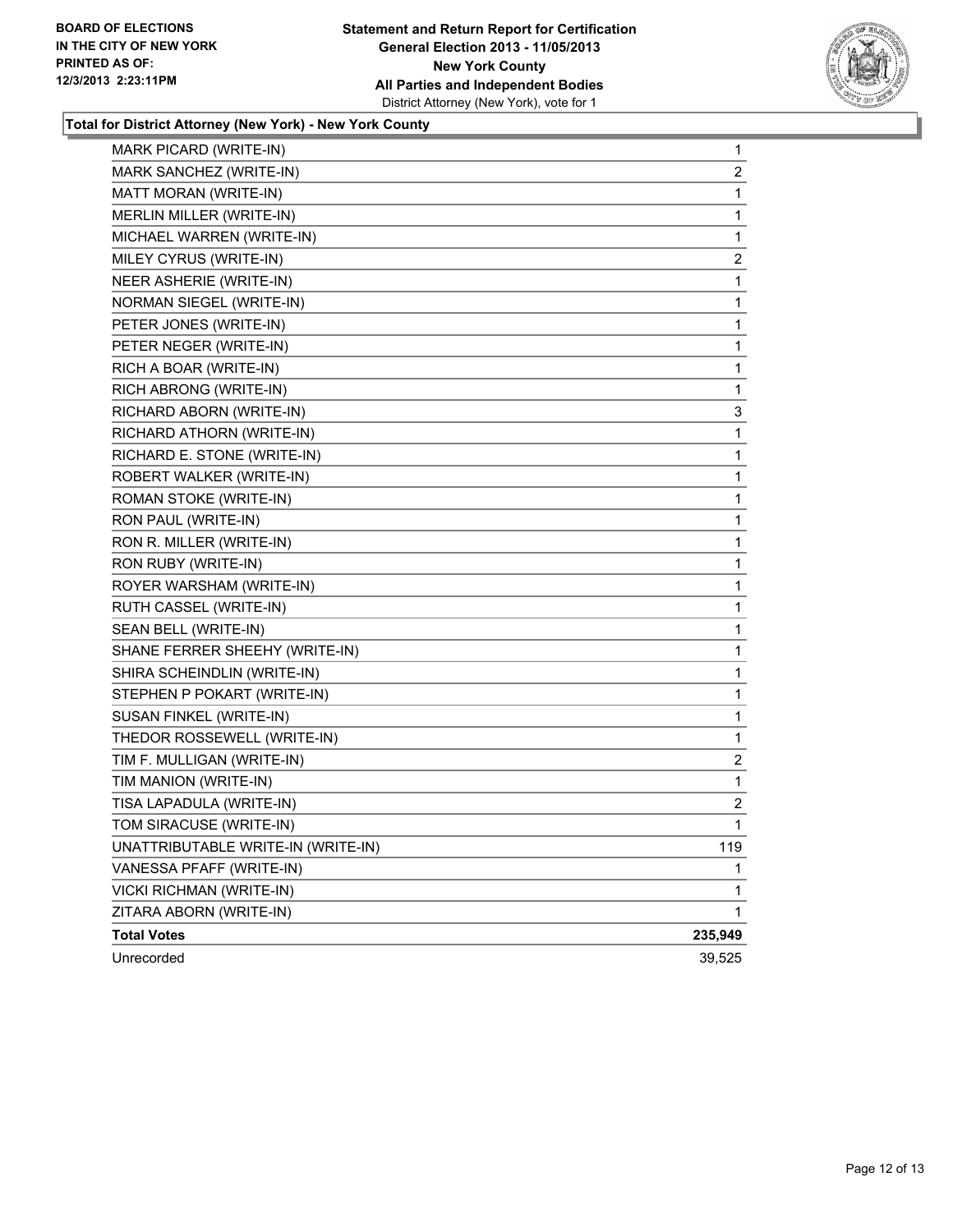**BOARD OF ELECTIONS IN THE CITY OF NEW YORK PRINTED AS OF: 12/3/2013 2:23:11PM**

**Statement and Return Report for Certification General Election 2013 - 11/05/2013 New York County All Parties and Independent Bodies**
District Attorney (New York), vote for 1

**Total for District Attorney (New York) - New York County**

| | |
|---|---|
| MARK PICARD (WRITE-IN) | 1 |
| MARK SANCHEZ (WRITE-IN) | 2 |
| MATT MORAN (WRITE-IN) | 1 |
| MERLIN MILLER (WRITE-IN) | 1 |
| MICHAEL WARREN (WRITE-IN) | 1 |
| MILEY CYRUS (WRITE-IN) | 2 |
| NEER ASHERIE (WRITE-IN) | 1 |
| NORMAN SIEGEL (WRITE-IN) | 1 |
| PETER JONES (WRITE-IN) | 1 |
| PETER NEGER (WRITE-IN) | 1 |
| RICH A BOAR (WRITE-IN) | 1 |
| RICH ABRONG (WRITE-IN) | 1 |
| RICHARD ABORN (WRITE-IN) | 3 |
| RICHARD ATHORN (WRITE-IN) | 1 |
| RICHARD E. STONE (WRITE-IN) | 1 |
| ROBERT WALKER (WRITE-IN) | 1 |
| ROMAN STOKE (WRITE-IN) | 1 |
| RON PAUL (WRITE-IN) | 1 |
| RON R. MILLER (WRITE-IN) | 1 |
| RON RUBY (WRITE-IN) | 1 |
| ROYER WARSHAM (WRITE-IN) | 1 |
| RUTH CASSEL (WRITE-IN) | 1 |
| SEAN BELL (WRITE-IN) | 1 |
| SHANE FERRER SHEEHY (WRITE-IN) | 1 |
| SHIRA SCHEINDLIN (WRITE-IN) | 1 |
| STEPHEN P POKART (WRITE-IN) | 1 |
| SUSAN FINKEL (WRITE-IN) | 1 |
| THEDOR ROSSEWELL (WRITE-IN) | 1 |
| TIM F. MULLIGAN (WRITE-IN) | 2 |
| TIM MANION (WRITE-IN) | 1 |
| TISA LAPADULA (WRITE-IN) | 2 |
| TOM SIRACUSE (WRITE-IN) | 1 |
| UNATTRIBUTABLE WRITE-IN (WRITE-IN) | 119 |
| VANESSA PFAFF (WRITE-IN) | 1 |
| VICKI RICHMAN (WRITE-IN) | 1 |
| ZITARA ABORN (WRITE-IN) | 1 |
| **Total Votes** | **235,949** |
| Unrecorded | 39,525 |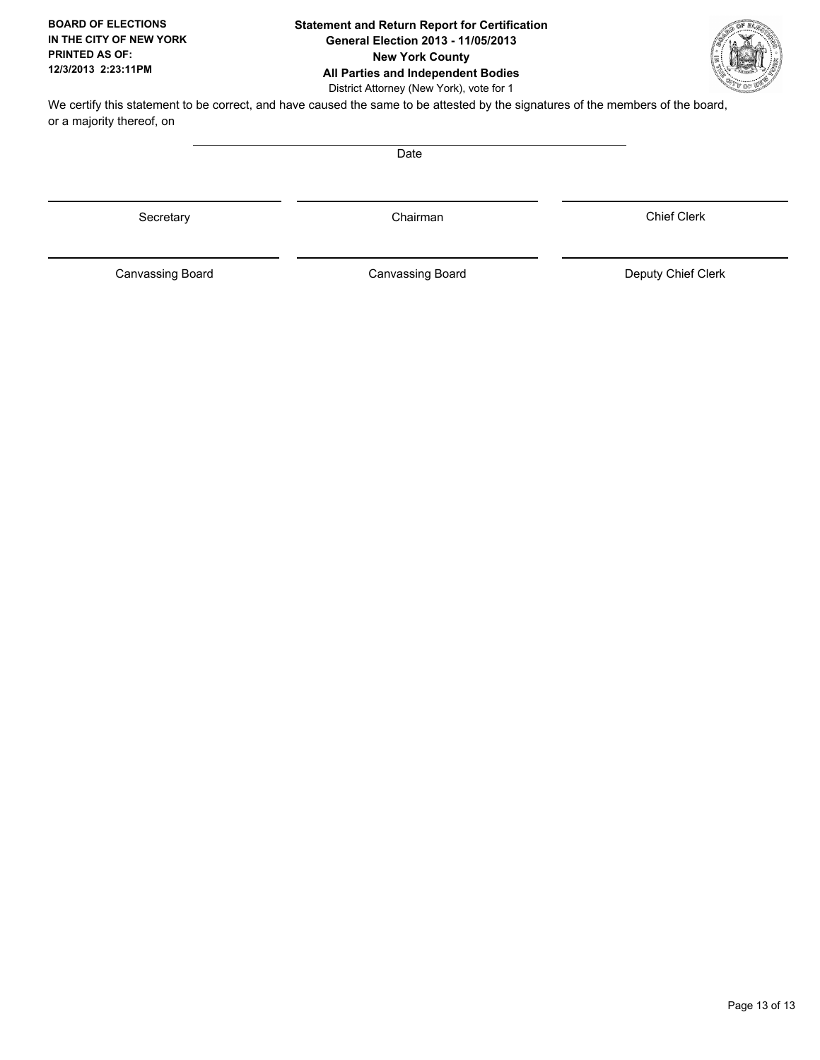We certify this statement to be correct, and have caused the same to be attested by the signatures of the members of the board, or a majority thereof, on

Date

| | | |
|---|---|---|
| Secretary | Chairman | Chief Clerk |
| Canvassing Board | Canvassing Board | Deputy Chief Clerk |